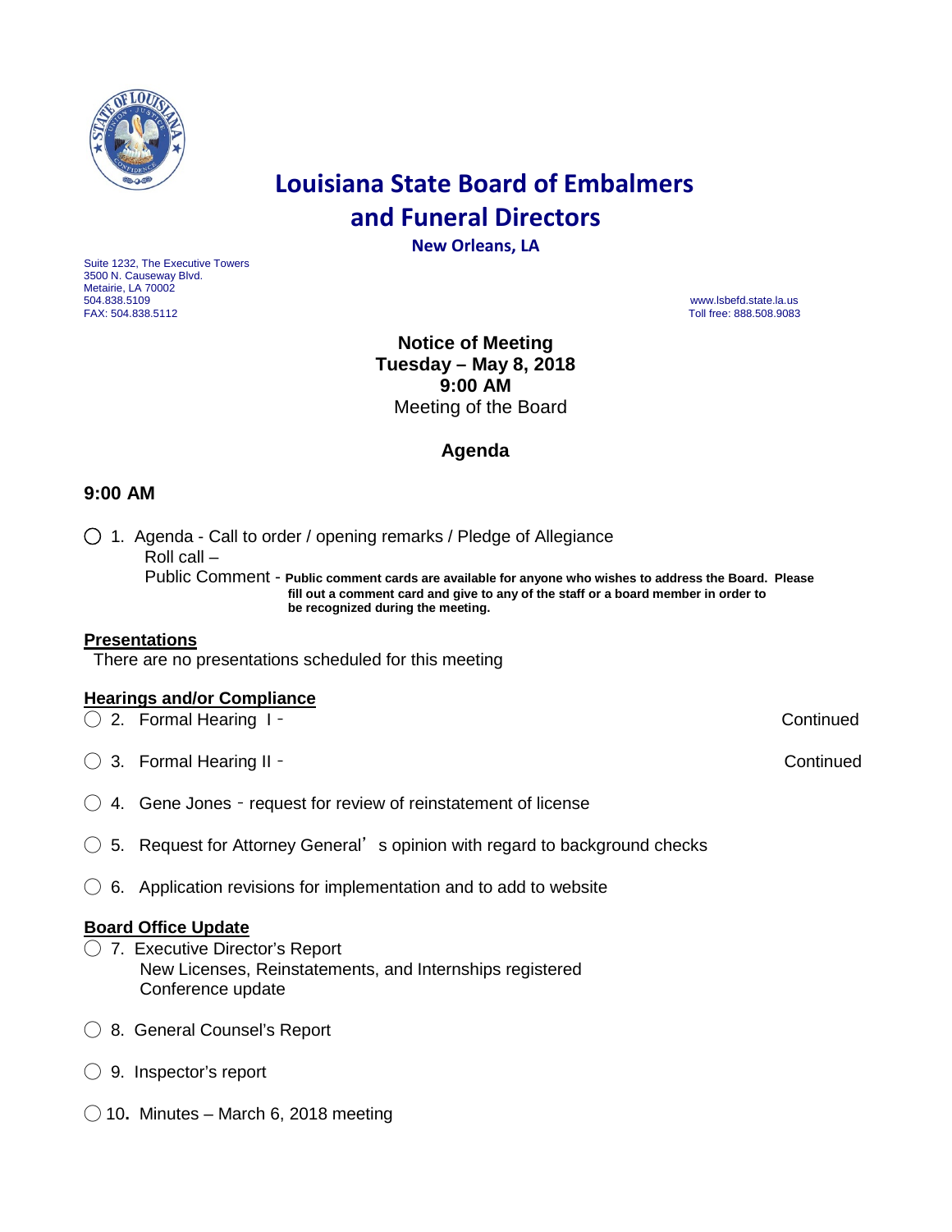# Louisiana State Board of Embalmers and Funeral Directors

**New Orleans, LA**

Suite 1232, The Executive Towers
3500 N. Causeway Blvd.
Metairie, LA 70002
504.838.5109
FAX: 504.838.5112

www.lsbefd.state.la.us
Toll free: 888.508.9083

**Notice of Meeting**
**Tuesday – May 8, 2018**
**9:00 AM**
Meeting of the Board

## Agenda

### 9:00 AM

○ 1. Agenda - Call to order / opening remarks / Pledge of Allegiance
Roll call –
Public Comment - **Public comment cards are available for anyone who wishes to address the Board. Please fill out a comment card and give to any of the staff or a board member in order to be recognized during the meeting.**

**Presentations**

There are no presentations scheduled for this meeting

**Hearings and/or Compliance**

○ 2. Formal Hearing I - Continued

○ 3. Formal Hearing II - Continued

○ 4. Gene Jones - request for review of reinstatement of license

○ 5. Request for Attorney General's opinion with regard to background checks

○ 6. Application revisions for implementation and to add to website

**Board Office Update**

○ 7. Executive Director's Report
New Licenses, Reinstatements, and Internships registered
Conference update

○ 8. General Counsel's Report

○ 9. Inspector's report

○ 10. Minutes – March 6, 2018 meeting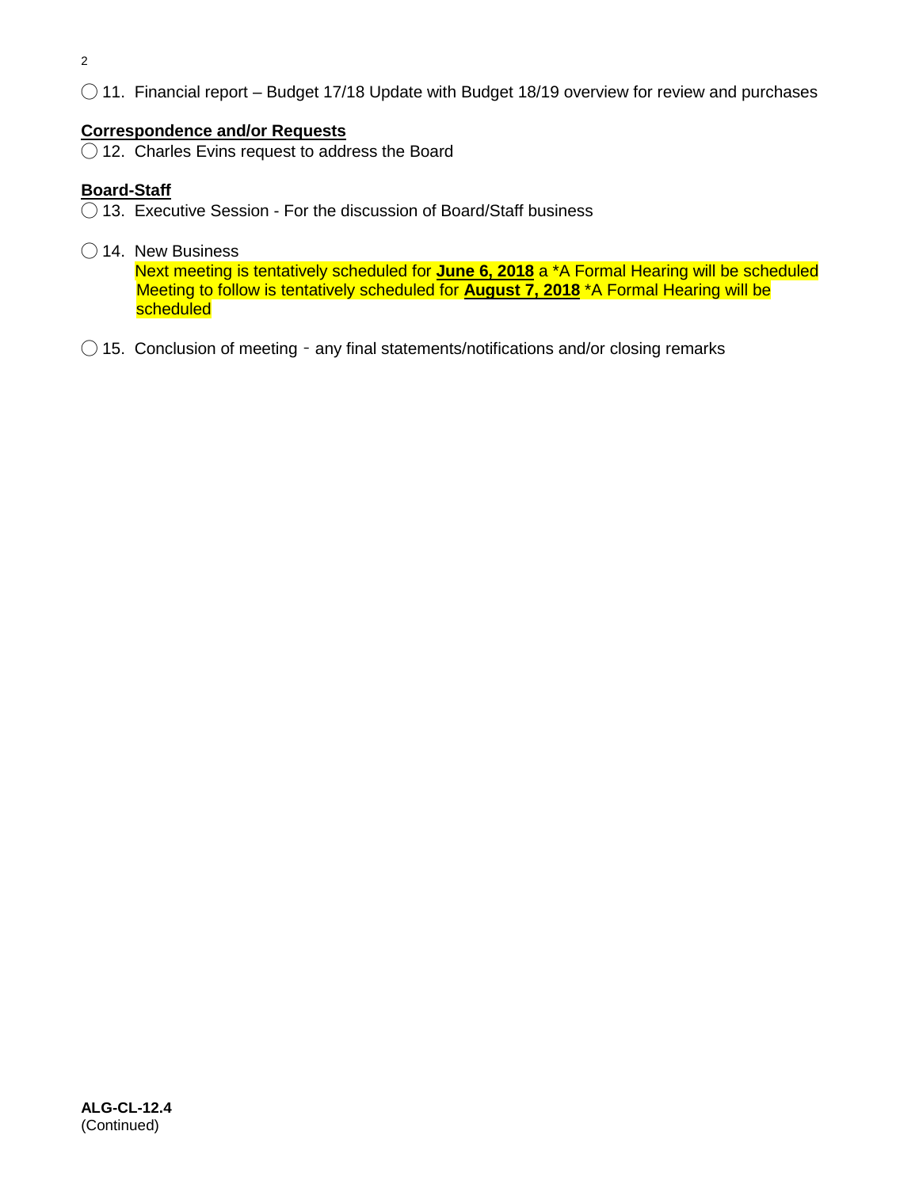◯ 11. Financial report – Budget 17/18 Update with Budget 18/19 overview for review and purchases

**Correspondence and/or Requests**

◯ 12. Charles Evins request to address the Board

**Board-Staff**

◯ 13. Executive Session - For the discussion of Board/Staff business

◯ 14. New Business

Next meeting is tentatively scheduled for **June 6, 2018** a *A Formal Hearing will be scheduled
Meeting to follow is tentatively scheduled for **August 7, 2018** *A Formal Hearing will be scheduled

◯ 15. Conclusion of meeting - any final statements/notifications and/or closing remarks

**ALG-CL-12.4**
(Continued)